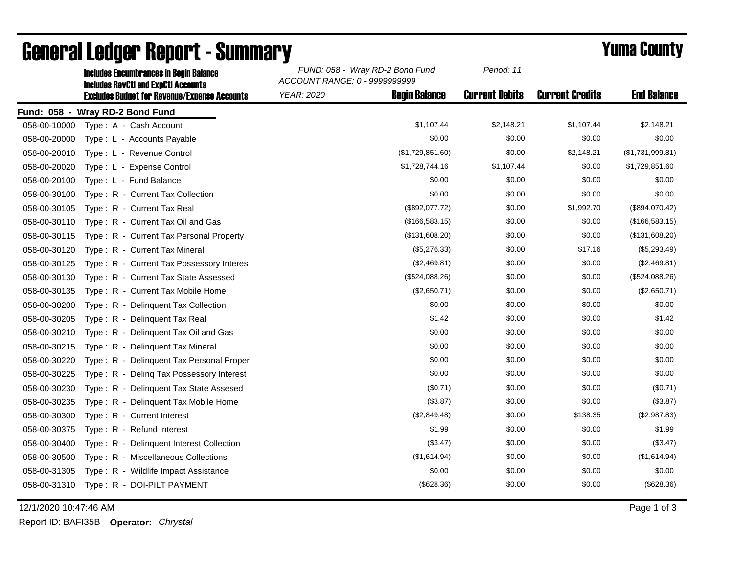# General Ledger Report - Summary

## Yuma County

**Includes Encumbrances in Begin Balance**
**Includes RevCtl and ExpCtl Accounts**
**Excludes Budget for Revenue/Expense Accounts**

*FUND: 058 - Wray RD-2 Bond Fund*
*ACCOUNT RANGE: 0 - 9999999999*
*YEAR: 2020*
*Period: 11*

**Fund: 058 - Wray RD-2 Bond Fund**

| Account | Description | Begin Balance | Current Debits | Current Credits | End Balance |
|---|---|---|---|---|---|
| 058-00-10000 | Type : A - Cash Account | $1,107.44 | $2,148.21 | $1,107.44 | $2,148.21 |
| 058-00-20000 | Type : L - Accounts Payable | $0.00 | $0.00 | $0.00 | $0.00 |
| 058-00-20010 | Type : L - Revenue Control | ($1,729,851.60) | $0.00 | $2,148.21 | ($1,731,999.81) |
| 058-00-20020 | Type : L - Expense Control | $1,728,744.16 | $1,107.44 | $0.00 | $1,729,851.60 |
| 058-00-20100 | Type : L - Fund Balance | $0.00 | $0.00 | $0.00 | $0.00 |
| 058-00-30100 | Type : R - Current Tax Collection | $0.00 | $0.00 | $0.00 | $0.00 |
| 058-00-30105 | Type : R - Current Tax Real | ($892,077.72) | $0.00 | $1,992.70 | ($894,070.42) |
| 058-00-30110 | Type : R - Current Tax Oil and Gas | ($166,583.15) | $0.00 | $0.00 | ($166,583.15) |
| 058-00-30115 | Type : R - Current Tax Personal Property | ($131,608.20) | $0.00 | $0.00 | ($131,608.20) |
| 058-00-30120 | Type : R - Current Tax Mineral | ($5,276.33) | $0.00 | $17.16 | ($5,293.49) |
| 058-00-30125 | Type : R - Current Tax Possessory Interes | ($2,469.81) | $0.00 | $0.00 | ($2,469.81) |
| 058-00-30130 | Type : R - Current Tax State Assessed | ($524,088.26) | $0.00 | $0.00 | ($524,088.26) |
| 058-00-30135 | Type : R - Current Tax Mobile Home | ($2,650.71) | $0.00 | $0.00 | ($2,650.71) |
| 058-00-30200 | Type : R - Delinquent Tax Collection | $0.00 | $0.00 | $0.00 | $0.00 |
| 058-00-30205 | Type : R - Delinquent Tax Real | $1.42 | $0.00 | $0.00 | $1.42 |
| 058-00-30210 | Type : R - Delinquent Tax Oil and Gas | $0.00 | $0.00 | $0.00 | $0.00 |
| 058-00-30215 | Type : R - Delinquent Tax Mineral | $0.00 | $0.00 | $0.00 | $0.00 |
| 058-00-30220 | Type : R - Delinquent Tax Personal Proper | $0.00 | $0.00 | $0.00 | $0.00 |
| 058-00-30225 | Type : R - Delinq Tax Possessory Interest | $0.00 | $0.00 | $0.00 | $0.00 |
| 058-00-30230 | Type : R - Delinquent Tax State Assesed | ($0.71) | $0.00 | $0.00 | ($0.71) |
| 058-00-30235 | Type : R - Delinquent Tax Mobile Home | ($3.87) | $0.00 | $0.00 | ($3.87) |
| 058-00-30300 | Type : R - Current Interest | ($2,849.48) | $0.00 | $138.35 | ($2,987.83) |
| 058-00-30375 | Type : R - Refund Interest | $1.99 | $0.00 | $0.00 | $1.99 |
| 058-00-30400 | Type : R - Delinquent Interest Collection | ($3.47) | $0.00 | $0.00 | ($3.47) |
| 058-00-30500 | Type : R - Miscellaneous Collections | ($1,614.94) | $0.00 | $0.00 | ($1,614.94) |
| 058-00-31305 | Type : R - Wildlife Impact Assistance | $0.00 | $0.00 | $0.00 | $0.00 |
| 058-00-31310 | Type : R - DOI-PILT PAYMENT | ($628.36) | $0.00 | $0.00 | ($628.36) |

12/1/2020 10:47:46 AM

Report ID: BAFI35B **Operator:** *Chrystal*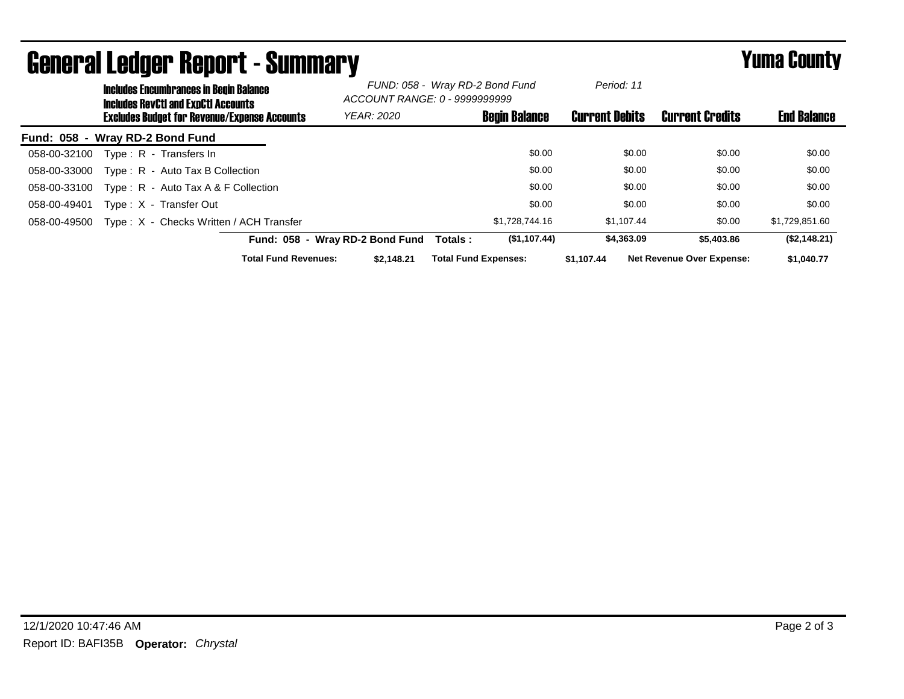# General Ledger Report - Summary

**Yuma County**

**Includes Encumbrances in Begin Balance**
**Includes RevCtl and ExpCtl Accounts**
**Excludes Budget for Revenue/Expense Accounts**

*FUND: 058 - Wray RD-2 Bond Fund*
*ACCOUNT RANGE: 0 - 9999999999*
*YEAR: 2020*
*Period: 11*

| Account | Description | Begin Balance | Current Debits | Current Credits | End Balance |
|---|---|---|---|---|---|
| **Fund: 058 - Wray RD-2 Bond Fund** | | | | | |
| 058-00-32100 | Type : R - Transfers In | $0.00 | $0.00 | $0.00 | $0.00 |
| 058-00-33000 | Type : R - Auto Tax B Collection | $0.00 | $0.00 | $0.00 | $0.00 |
| 058-00-33100 | Type : R - Auto Tax A & F Collection | $0.00 | $0.00 | $0.00 | $0.00 |
| 058-00-49401 | Type : X - Transfer Out | $0.00 | $0.00 | $0.00 | $0.00 |
| 058-00-49500 | Type : X - Checks Written / ACH Transfer | $1,728,744.16 | $1,107.44 | $0.00 | $1,729,851.60 |
| | **Fund: 058 - Wray RD-2 Bond Fund Totals :** | **($1,107.44)** | **$4,363.09** | **$5,403.86** | **($2,148.21)** |

**Total Fund Revenues:** $2,148.21 **Total Fund Expenses:** $1,107.44 **Net Revenue Over Expense:** $1,040.77

12/1/2020 10:47:46 AM

Report ID: BAFI35B **Operator:** *Chrystal*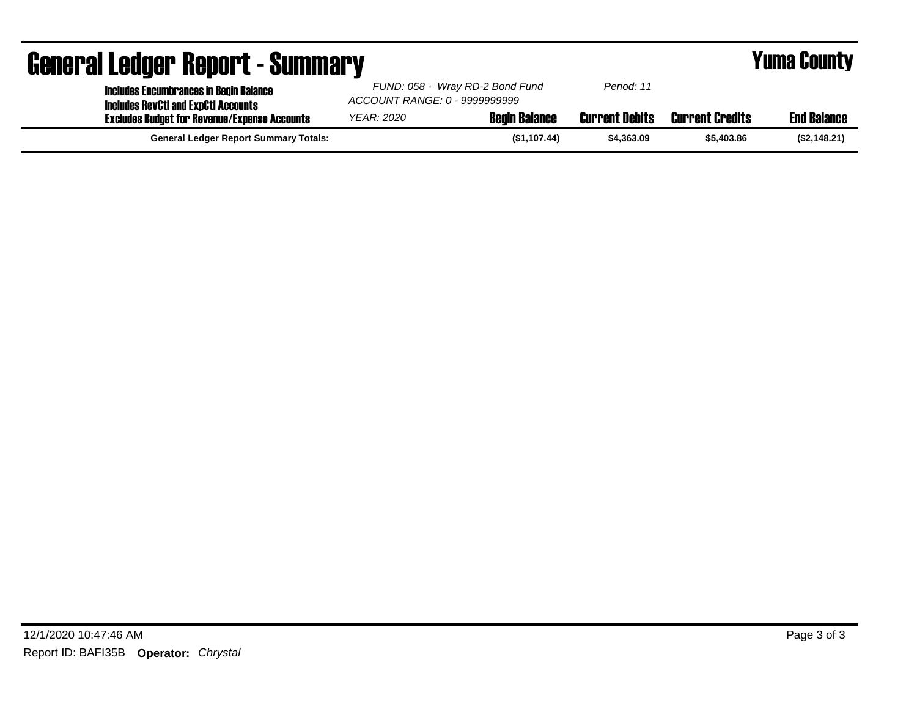# General Ledger Report - Summary

**Yuma County**

**Includes Encumbrances in Begin Balance**
**Includes RevCtl and ExpCtl Accounts**
**Excludes Budget for Revenue/Expense Accounts**

*FUND: 058 - Wray RD-2 Bond Fund*
*ACCOUNT RANGE: 0 - 9999999999*
*YEAR: 2020*
*Period: 11*

| | Begin Balance | Current Debits | Current Credits | End Balance |
|---|---|---|---|---|
| **General Ledger Report Summary Totals:** | **($1,107.44)** | **$4,363.09** | **$5,403.86** | **($2,148.21)** |

12/1/2020 10:47:46 AM

Report ID: BAFI35B **Operator:** *Chrystal*